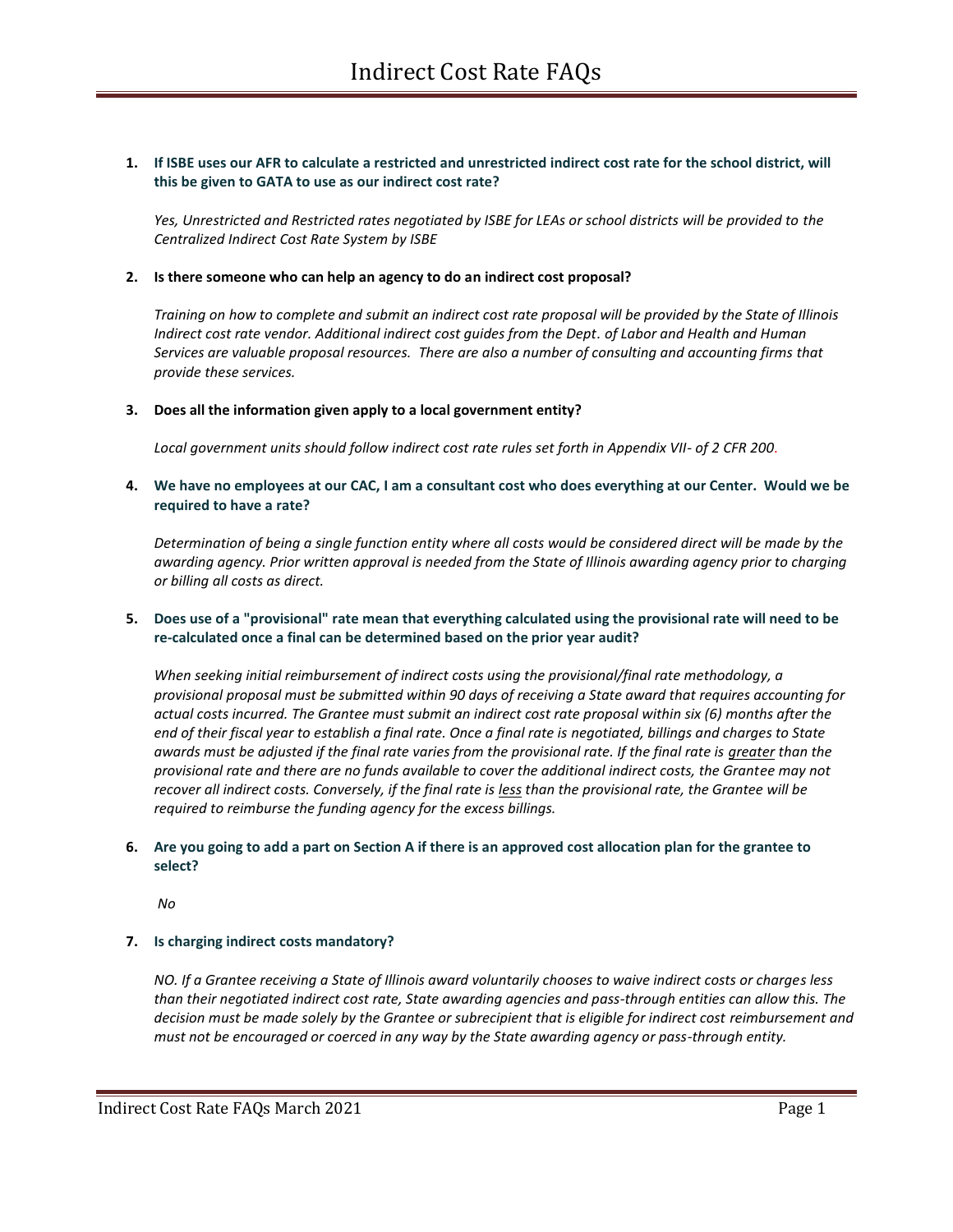# Indirect Cost Rate FAQs

1. **If ISBE uses our AFR to calculate a restricted and unrestricted indirect cost rate for the school district, will this be given to GATA to use as our indirect cost rate?**

   *Yes, Unrestricted and Restricted rates negotiated by ISBE for LEAs or school districts will be provided to the Centralized Indirect Cost Rate System by ISBE*

2. **Is there someone who can help an agency to do an indirect cost proposal?**

   *Training on how to complete and submit an indirect cost rate proposal will be provided by the State of Illinois Indirect cost rate vendor. Additional indirect cost guides from the Dept. of Labor and Health and Human Services are valuable proposal resources. There are also a number of consulting and accounting firms that provide these services.*

3. **Does all the information given apply to a local government entity?**

   *Local government units should follow indirect cost rate rules set forth in Appendix VII- of 2 CFR 200.*

4. **We have no employees at our CAC, I am a consultant cost who does everything at our Center. Would we be required to have a rate?**

   *Determination of being a single function entity where all costs would be considered direct will be made by the awarding agency. Prior written approval is needed from the State of Illinois awarding agency prior to charging or billing all costs as direct.*

5. **Does use of a "provisional" rate mean that everything calculated using the provisional rate will need to be re-calculated once a final can be determined based on the prior year audit?**

   *When seeking initial reimbursement of indirect costs using the provisional/final rate methodology, a provisional proposal must be submitted within 90 days of receiving a State award that requires accounting for actual costs incurred. The Grantee must submit an indirect cost rate proposal within six (6) months after the end of their fiscal year to establish a final rate. Once a final rate is negotiated, billings and charges to State awards must be adjusted if the final rate varies from the provisional rate. If the final rate is greater than the provisional rate and there are no funds available to cover the additional indirect costs, the Grantee may not recover all indirect costs. Conversely, if the final rate is less than the provisional rate, the Grantee will be required to reimburse the funding agency for the excess billings.*

6. **Are you going to add a part on Section A if there is an approved cost allocation plan for the grantee to select?**

   *No*

7. **Is charging indirect costs mandatory?**

   *NO. If a Grantee receiving a State of Illinois award voluntarily chooses to waive indirect costs or charges less than their negotiated indirect cost rate, State awarding agencies and pass-through entities can allow this. The decision must be made solely by the Grantee or subrecipient that is eligible for indirect cost reimbursement and must not be encouraged or coerced in any way by the State awarding agency or pass-through entity.*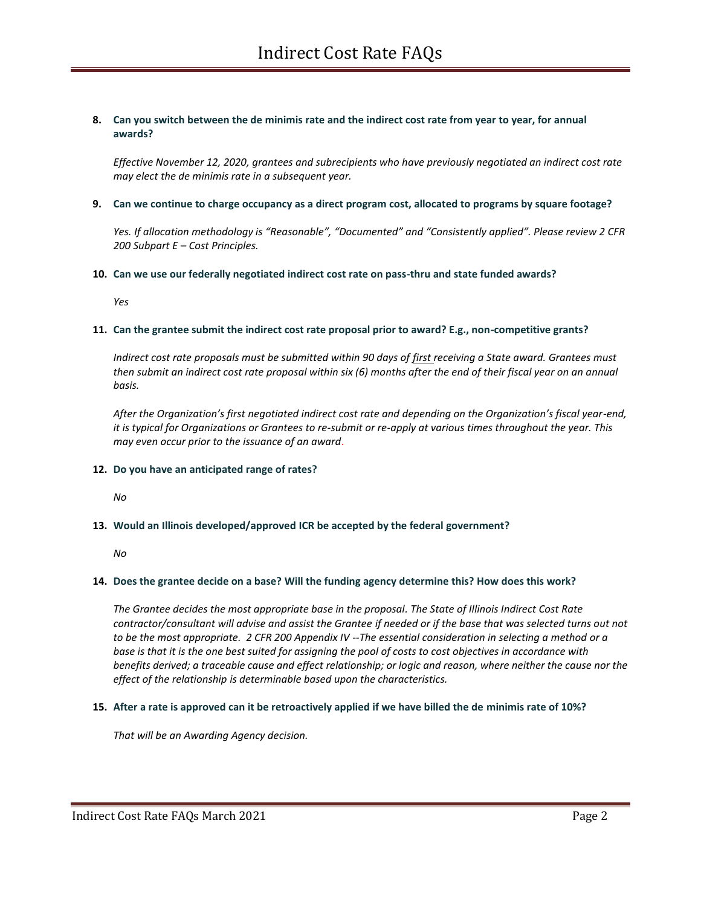**8. Can you switch between the de minimis rate and the indirect cost rate from year to year, for annual awards?**

*Effective November 12, 2020, grantees and subrecipients who have previously negotiated an indirect cost rate may elect the de minimis rate in a subsequent year.*

**9. Can we continue to charge occupancy as a direct program cost, allocated to programs by square footage?**

*Yes. If allocation methodology is "Reasonable", "Documented" and "Consistently applied". Please review 2 CFR 200 Subpart E – Cost Principles.*

**10. Can we use our federally negotiated indirect cost rate on pass-thru and state funded awards?**

*Yes*

**11. Can the grantee submit the indirect cost rate proposal prior to award? E.g., non-competitive grants?**

*Indirect cost rate proposals must be submitted within 90 days of <u>first</u> receiving a State award. Grantees must then submit an indirect cost rate proposal within six (6) months after the end of their fiscal year on an annual basis.*

*After the Organization's first negotiated indirect cost rate and depending on the Organization's fiscal year-end, it is typical for Organizations or Grantees to re-submit or re-apply at various times throughout the year. This may even occur prior to the issuance of an award.*

**12. Do you have an anticipated range of rates?**

*No*

**13. Would an Illinois developed/approved ICR be accepted by the federal government?**

*No*

**14. Does the grantee decide on a base? Will the funding agency determine this? How does this work?**

*The Grantee decides the most appropriate base in the proposal. The State of Illinois Indirect Cost Rate contractor/consultant will advise and assist the Grantee if needed or if the base that was selected turns out not to be the most appropriate. 2 CFR 200 Appendix IV --The essential consideration in selecting a method or a base is that it is the one best suited for assigning the pool of costs to cost objectives in accordance with benefits derived; a traceable cause and effect relationship; or logic and reason, where neither the cause nor the effect of the relationship is determinable based upon the characteristics.*

**15. After a rate is approved can it be retroactively applied if we have billed the de minimis rate of 10%?**

*That will be an Awarding Agency decision.*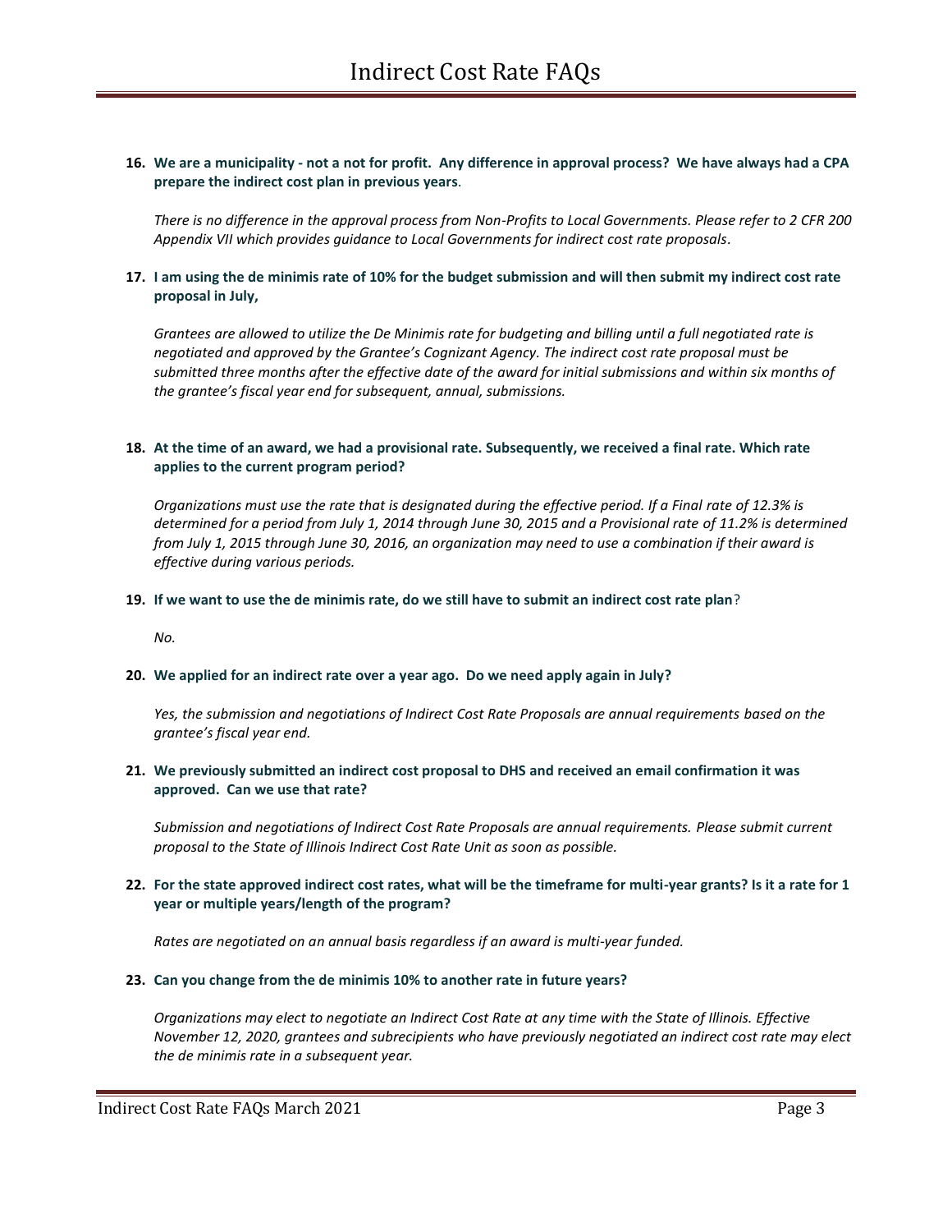16. **We are a municipality - not a not for profit. Any difference in approval process? We have always had a CPA prepare the indirect cost plan in previous years**.

    *There is no difference in the approval process from Non-Profits to Local Governments. Please refer to 2 CFR 200 Appendix VII which provides guidance to Local Governments for indirect cost rate proposals*.

17. **I am using the de minimis rate of 10% for the budget submission and will then submit my indirect cost rate proposal in July,**

    *Grantees are allowed to utilize the De Minimis rate for budgeting and billing until a full negotiated rate is negotiated and approved by the Grantee's Cognizant Agency. The indirect cost rate proposal must be submitted three months after the effective date of the award for initial submissions and within six months of the grantee's fiscal year end for subsequent, annual, submissions.*

18. **At the time of an award, we had a provisional rate. Subsequently, we received a final rate. Which rate applies to the current program period?**

    *Organizations must use the rate that is designated during the effective period. If a Final rate of 12.3% is determined for a period from July 1, 2014 through June 30, 2015 and a Provisional rate of 11.2% is determined from July 1, 2015 through June 30, 2016, an organization may need to use a combination if their award is effective during various periods.*

19. **If we want to use the de minimis rate, do we still have to submit an indirect cost rate plan**?

    *No.*

20. **We applied for an indirect rate over a year ago. Do we need apply again in July?**

    *Yes, the submission and negotiations of Indirect Cost Rate Proposals are annual requirements based on the grantee's fiscal year end.*

21. **We previously submitted an indirect cost proposal to DHS and received an email confirmation it was approved. Can we use that rate?**

    *Submission and negotiations of Indirect Cost Rate Proposals are annual requirements. Please submit current proposal to the State of Illinois Indirect Cost Rate Unit as soon as possible.*

22. **For the state approved indirect cost rates, what will be the timeframe for multi-year grants? Is it a rate for 1 year or multiple years/length of the program?**

    *Rates are negotiated on an annual basis regardless if an award is multi-year funded.*

23. **Can you change from the de minimis 10% to another rate in future years?**

    *Organizations may elect to negotiate an Indirect Cost Rate at any time with the State of Illinois. Effective November 12, 2020, grantees and subrecipients who have previously negotiated an indirect cost rate may elect the de minimis rate in a subsequent year.*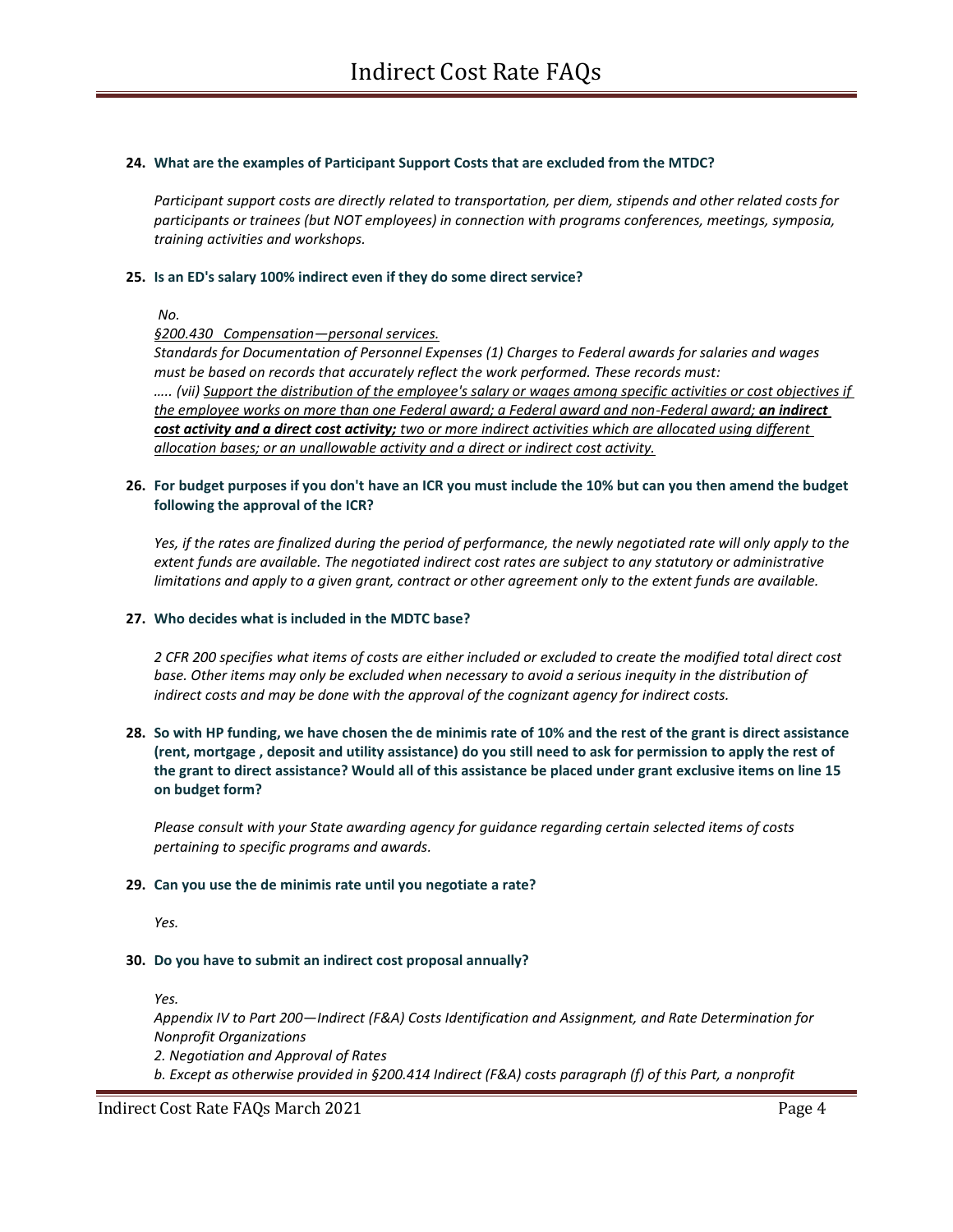**24. What are the examples of Participant Support Costs that are excluded from the MTDC?**

*Participant support costs are directly related to transportation, per diem, stipends and other related costs for participants or trainees (but NOT employees) in connection with programs conferences, meetings, symposia, training activities and workshops.*

**25. Is an ED's salary 100% indirect even if they do some direct service?**

*No.*

*§200.430 Compensation—personal services.*

*Standards for Documentation of Personnel Expenses (1) Charges to Federal awards for salaries and wages must be based on records that accurately reflect the work performed. These records must:*

*….. (vii) Support the distribution of the employee's salary or wages among specific activities or cost objectives if the employee works on more than one Federal award; a Federal award and non-Federal award;* ***an indirect cost activity and a direct cost activity;*** *two or more indirect activities which are allocated using different allocation bases; or an unallowable activity and a direct or indirect cost activity.*

**26. For budget purposes if you don't have an ICR you must include the 10% but can you then amend the budget following the approval of the ICR?**

*Yes, if the rates are finalized during the period of performance, the newly negotiated rate will only apply to the extent funds are available. The negotiated indirect cost rates are subject to any statutory or administrative limitations and apply to a given grant, contract or other agreement only to the extent funds are available.*

**27. Who decides what is included in the MDTC base?**

*2 CFR 200 specifies what items of costs are either included or excluded to create the modified total direct cost base. Other items may only be excluded when necessary to avoid a serious inequity in the distribution of indirect costs and may be done with the approval of the cognizant agency for indirect costs.*

**28. So with HP funding, we have chosen the de minimis rate of 10% and the rest of the grant is direct assistance (rent, mortgage , deposit and utility assistance) do you still need to ask for permission to apply the rest of the grant to direct assistance? Would all of this assistance be placed under grant exclusive items on line 15 on budget form?**

*Please consult with your State awarding agency for guidance regarding certain selected items of costs pertaining to specific programs and awards.*

**29. Can you use the de minimis rate until you negotiate a rate?**

*Yes.*

**30. Do you have to submit an indirect cost proposal annually?**

*Yes.*

*Appendix IV to Part 200—Indirect (F&A) Costs Identification and Assignment, and Rate Determination for Nonprofit Organizations*

*2. Negotiation and Approval of Rates*

*b. Except as otherwise provided in §200.414 Indirect (F&A) costs paragraph (f) of this Part, a nonprofit*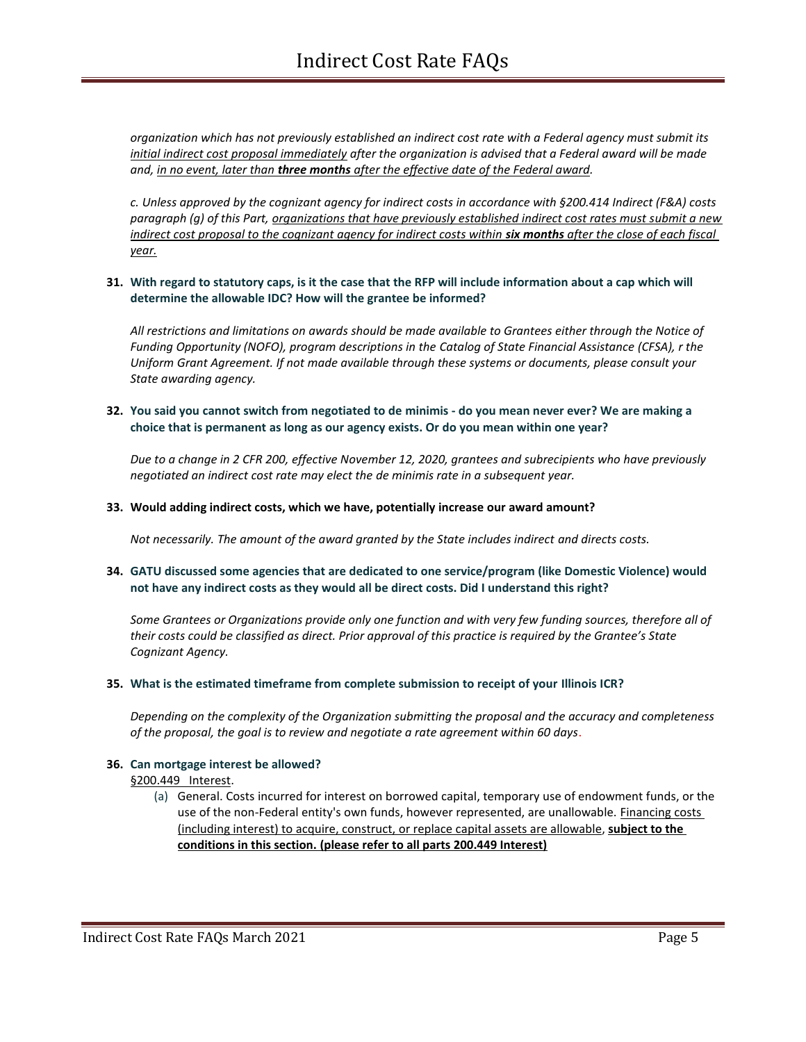*organization which has not previously established an indirect cost rate with a Federal agency must submit its <u>initial indirect cost proposal immediately</u> after the organization is advised that a Federal award will be made and, <u>in no event, later than **three months** after the effective date of the Federal award</u>.*

*c. Unless approved by the cognizant agency for indirect costs in accordance with §200.414 Indirect (F&A) costs paragraph (g) of this Part, <u>organizations that have previously established indirect cost rates must submit a new indirect cost proposal to the cognizant agency for indirect costs within **six months** after the close of each fiscal year.</u>*

**31. With regard to statutory caps, is it the case that the RFP will include information about a cap which will determine the allowable IDC? How will the grantee be informed?**

*All restrictions and limitations on awards should be made available to Grantees either through the Notice of Funding Opportunity (NOFO), program descriptions in the Catalog of State Financial Assistance (CFSA), r the Uniform Grant Agreement. If not made available through these systems or documents, please consult your State awarding agency.*

**32. You said you cannot switch from negotiated to de minimis - do you mean never ever? We are making a choice that is permanent as long as our agency exists. Or do you mean within one year?**

*Due to a change in 2 CFR 200, effective November 12, 2020, grantees and subrecipients who have previously negotiated an indirect cost rate may elect the de minimis rate in a subsequent year.*

**33. Would adding indirect costs, which we have, potentially increase our award amount?**

*Not necessarily. The amount of the award granted by the State includes indirect and directs costs.*

**34. GATU discussed some agencies that are dedicated to one service/program (like Domestic Violence) would not have any indirect costs as they would all be direct costs. Did I understand this right?**

*Some Grantees or Organizations provide only one function and with very few funding sources, therefore all of their costs could be classified as direct. Prior approval of this practice is required by the Grantee's State Cognizant Agency.*

**35. What is the estimated timeframe from complete submission to receipt of your Illinois ICR?**

*Depending on the complexity of the Organization submitting the proposal and the accuracy and completeness of the proposal, the goal is to review and negotiate a rate agreement within 60 days.*

**36. Can mortgage interest be allowed?**

<u>§200.449 Interest</u>.

(a) General. Costs incurred for interest on borrowed capital, temporary use of endowment funds, or the use of the non-Federal entity's own funds, however represented, are unallowable. <u>Financing costs (including interest) to acquire, construct, or replace capital assets are allowable</u>, **<u>subject to the conditions in this section. (please refer to all parts 200.449 Interest)</u>**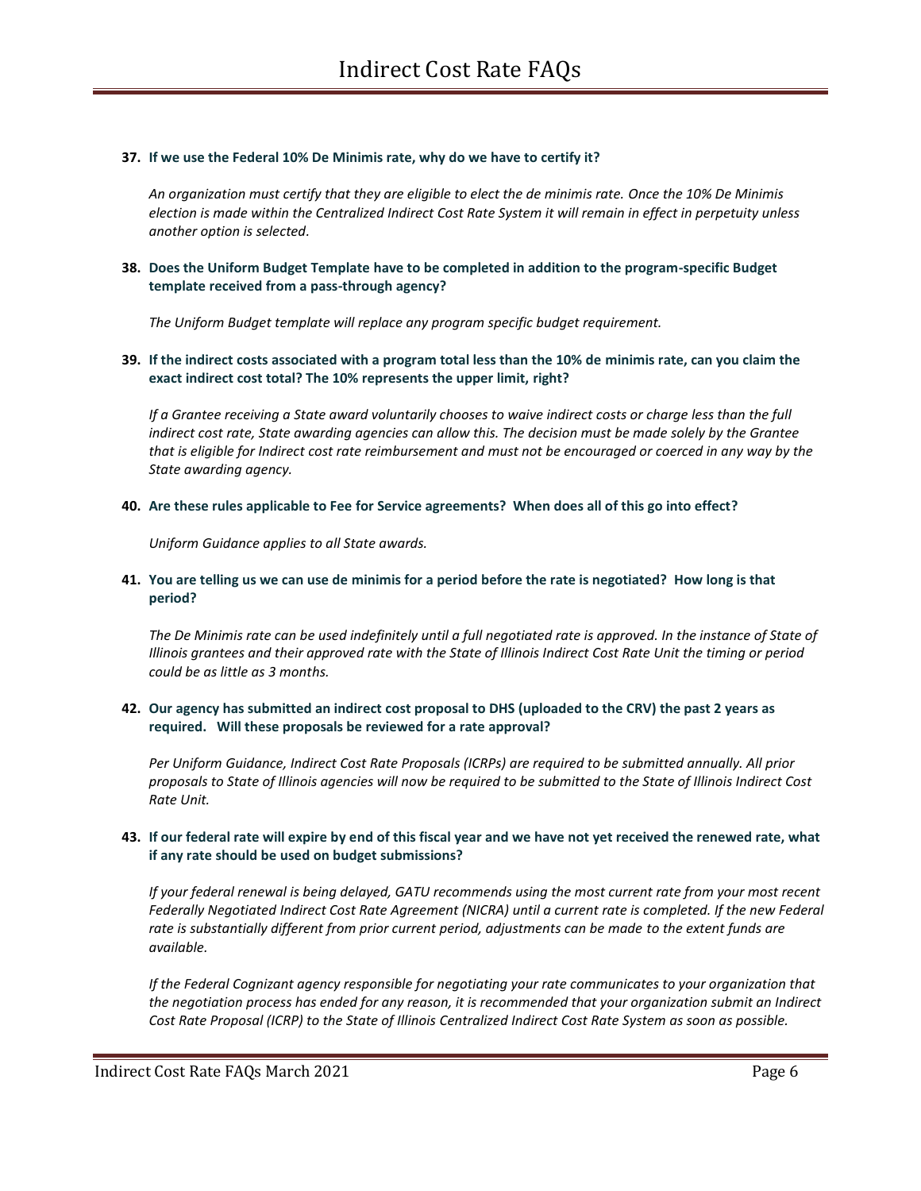**37. If we use the Federal 10% De Minimis rate, why do we have to certify it?**

*An organization must certify that they are eligible to elect the de minimis rate. Once the 10% De Minimis election is made within the Centralized Indirect Cost Rate System it will remain in effect in perpetuity unless another option is selected.*

**38. Does the Uniform Budget Template have to be completed in addition to the program-specific Budget template received from a pass-through agency?**

*The Uniform Budget template will replace any program specific budget requirement.*

**39. If the indirect costs associated with a program total less than the 10% de minimis rate, can you claim the exact indirect cost total? The 10% represents the upper limit, right?**

*If a Grantee receiving a State award voluntarily chooses to waive indirect costs or charge less than the full indirect cost rate, State awarding agencies can allow this. The decision must be made solely by the Grantee that is eligible for Indirect cost rate reimbursement and must not be encouraged or coerced in any way by the State awarding agency.*

**40. Are these rules applicable to Fee for Service agreements? When does all of this go into effect?**

*Uniform Guidance applies to all State awards.*

**41. You are telling us we can use de minimis for a period before the rate is negotiated? How long is that period?**

*The De Minimis rate can be used indefinitely until a full negotiated rate is approved. In the instance of State of Illinois grantees and their approved rate with the State of Illinois Indirect Cost Rate Unit the timing or period could be as little as 3 months.*

**42. Our agency has submitted an indirect cost proposal to DHS (uploaded to the CRV) the past 2 years as required. Will these proposals be reviewed for a rate approval?**

*Per Uniform Guidance, Indirect Cost Rate Proposals (ICRPs) are required to be submitted annually. All prior proposals to State of Illinois agencies will now be required to be submitted to the State of Illinois Indirect Cost Rate Unit.*

**43. If our federal rate will expire by end of this fiscal year and we have not yet received the renewed rate, what if any rate should be used on budget submissions?**

*If your federal renewal is being delayed, GATU recommends using the most current rate from your most recent Federally Negotiated Indirect Cost Rate Agreement (NICRA) until a current rate is completed. If the new Federal rate is substantially different from prior current period, adjustments can be made to the extent funds are available.*

*If the Federal Cognizant agency responsible for negotiating your rate communicates to your organization that the negotiation process has ended for any reason, it is recommended that your organization submit an Indirect Cost Rate Proposal (ICRP) to the State of Illinois Centralized Indirect Cost Rate System as soon as possible.*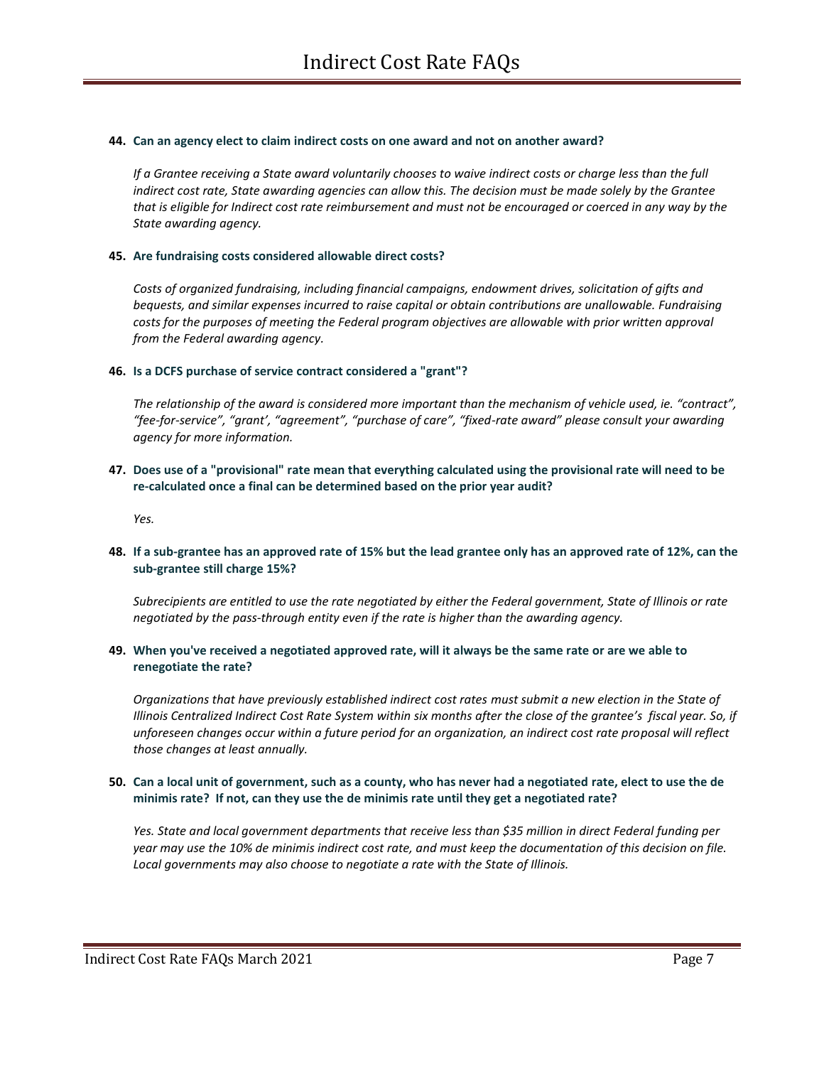**44. Can an agency elect to claim indirect costs on one award and not on another award?**

*If a Grantee receiving a State award voluntarily chooses to waive indirect costs or charge less than the full indirect cost rate, State awarding agencies can allow this. The decision must be made solely by the Grantee that is eligible for Indirect cost rate reimbursement and must not be encouraged or coerced in any way by the State awarding agency.*

**45. Are fundraising costs considered allowable direct costs?**

*Costs of organized fundraising, including financial campaigns, endowment drives, solicitation of gifts and bequests, and similar expenses incurred to raise capital or obtain contributions are unallowable. Fundraising costs for the purposes of meeting the Federal program objectives are allowable with prior written approval from the Federal awarding agency.*

**46. Is a DCFS purchase of service contract considered a "grant"?**

*The relationship of the award is considered more important than the mechanism of vehicle used, ie. "contract", "fee-for-service", "grant', "agreement", "purchase of care", "fixed-rate award" please consult your awarding agency for more information.*

**47. Does use of a "provisional" rate mean that everything calculated using the provisional rate will need to be re-calculated once a final can be determined based on the prior year audit?**

*Yes.*

**48. If a sub-grantee has an approved rate of 15% but the lead grantee only has an approved rate of 12%, can the sub-grantee still charge 15%?**

*Subrecipients are entitled to use the rate negotiated by either the Federal government, State of Illinois or rate negotiated by the pass-through entity even if the rate is higher than the awarding agency.*

**49. When you've received a negotiated approved rate, will it always be the same rate or are we able to renegotiate the rate?**

*Organizations that have previously established indirect cost rates must submit a new election in the State of Illinois Centralized Indirect Cost Rate System within six months after the close of the grantee's fiscal year. So, if unforeseen changes occur within a future period for an organization, an indirect cost rate proposal will reflect those changes at least annually.*

**50. Can a local unit of government, such as a county, who has never had a negotiated rate, elect to use the de minimis rate? If not, can they use the de minimis rate until they get a negotiated rate?**

*Yes. State and local government departments that receive less than $35 million in direct Federal funding per year may use the 10% de minimis indirect cost rate, and must keep the documentation of this decision on file. Local governments may also choose to negotiate a rate with the State of Illinois.*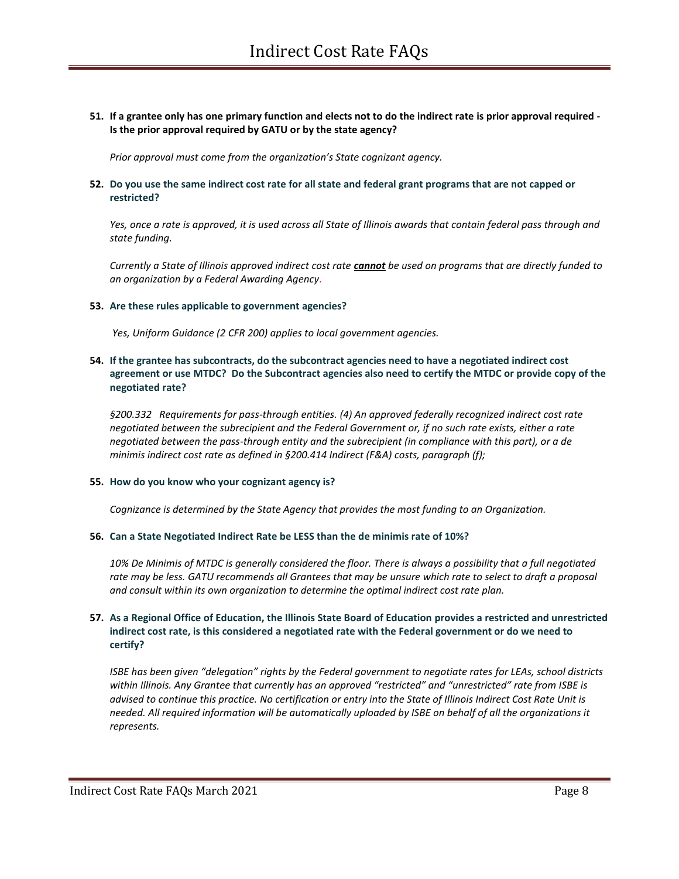**51. If a grantee only has one primary function and elects not to do the indirect rate is prior approval required - Is the prior approval required by GATU or by the state agency?**

*Prior approval must come from the organization's State cognizant agency.*

**52. Do you use the same indirect cost rate for all state and federal grant programs that are not capped or restricted?**

*Yes, once a rate is approved, it is used across all State of Illinois awards that contain federal pass through and state funding.*

*Currently a State of Illinois approved indirect cost rate **cannot** be used on programs that are directly funded to an organization by a Federal Awarding Agency.*

**53. Are these rules applicable to government agencies?**

*Yes, Uniform Guidance (2 CFR 200) applies to local government agencies.*

**54. If the grantee has subcontracts, do the subcontract agencies need to have a negotiated indirect cost agreement or use MTDC? Do the Subcontract agencies also need to certify the MTDC or provide copy of the negotiated rate?**

*§200.332 Requirements for pass-through entities. (4) An approved federally recognized indirect cost rate negotiated between the subrecipient and the Federal Government or, if no such rate exists, either a rate negotiated between the pass-through entity and the subrecipient (in compliance with this part), or a de minimis indirect cost rate as defined in §200.414 Indirect (F&A) costs, paragraph (f);*

**55. How do you know who your cognizant agency is?**

*Cognizance is determined by the State Agency that provides the most funding to an Organization.*

**56. Can a State Negotiated Indirect Rate be LESS than the de minimis rate of 10%?**

*10% De Minimis of MTDC is generally considered the floor. There is always a possibility that a full negotiated rate may be less. GATU recommends all Grantees that may be unsure which rate to select to draft a proposal and consult within its own organization to determine the optimal indirect cost rate plan.*

**57. As a Regional Office of Education, the Illinois State Board of Education provides a restricted and unrestricted indirect cost rate, is this considered a negotiated rate with the Federal government or do we need to certify?**

*ISBE has been given "delegation" rights by the Federal government to negotiate rates for LEAs, school districts within Illinois. Any Grantee that currently has an approved "restricted" and "unrestricted" rate from ISBE is advised to continue this practice. No certification or entry into the State of Illinois Indirect Cost Rate Unit is needed. All required information will be automatically uploaded by ISBE on behalf of all the organizations it represents.*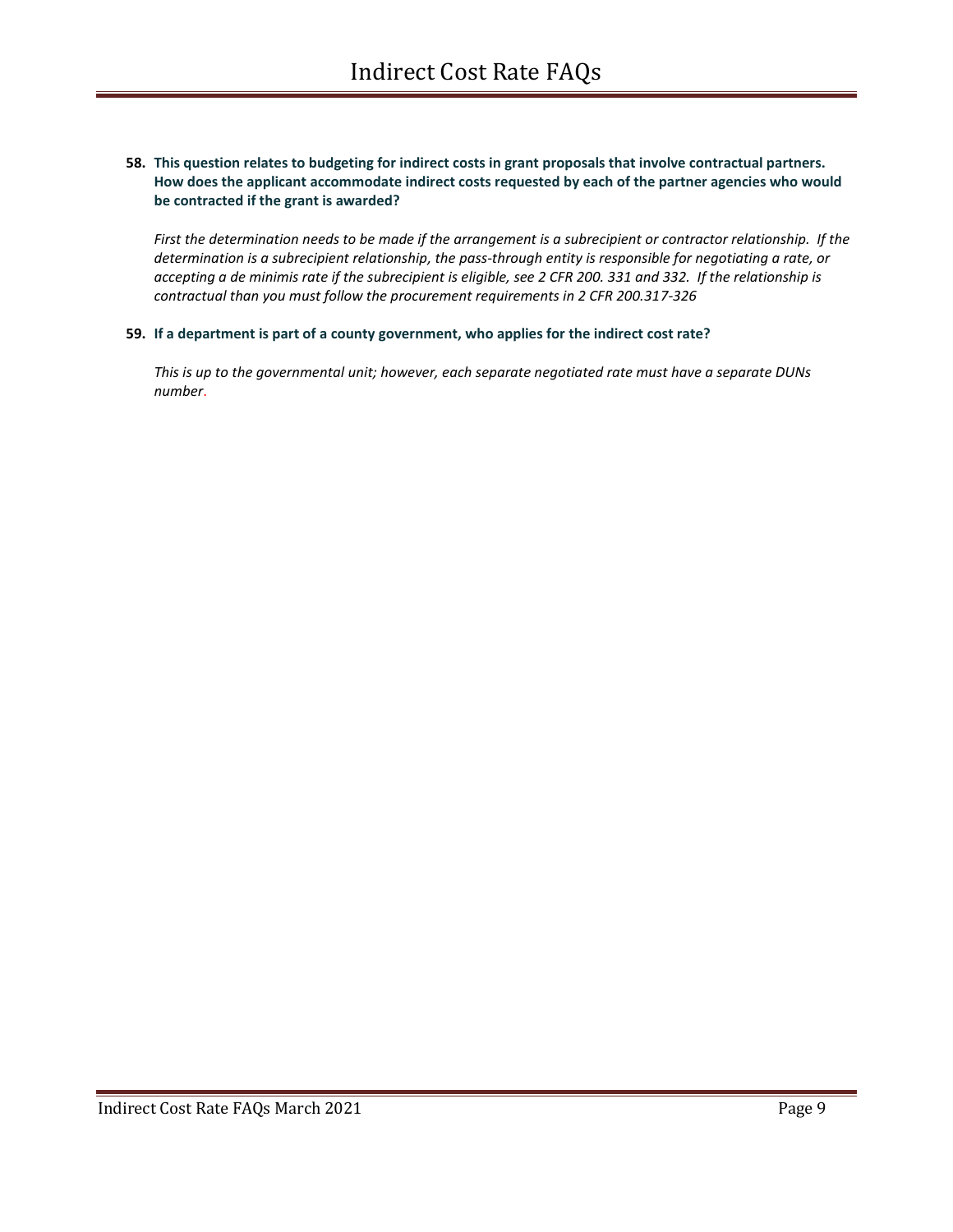**58. This question relates to budgeting for indirect costs in grant proposals that involve contractual partners. How does the applicant accommodate indirect costs requested by each of the partner agencies who would be contracted if the grant is awarded?**

*First the determination needs to be made if the arrangement is a subrecipient or contractor relationship. If the determination is a subrecipient relationship, the pass-through entity is responsible for negotiating a rate, or accepting a de minimis rate if the subrecipient is eligible, see 2 CFR 200. 331 and 332. If the relationship is contractual than you must follow the procurement requirements in 2 CFR 200.317-326*

**59. If a department is part of a county government, who applies for the indirect cost rate?**

*This is up to the governmental unit; however, each separate negotiated rate must have a separate DUNs number.*